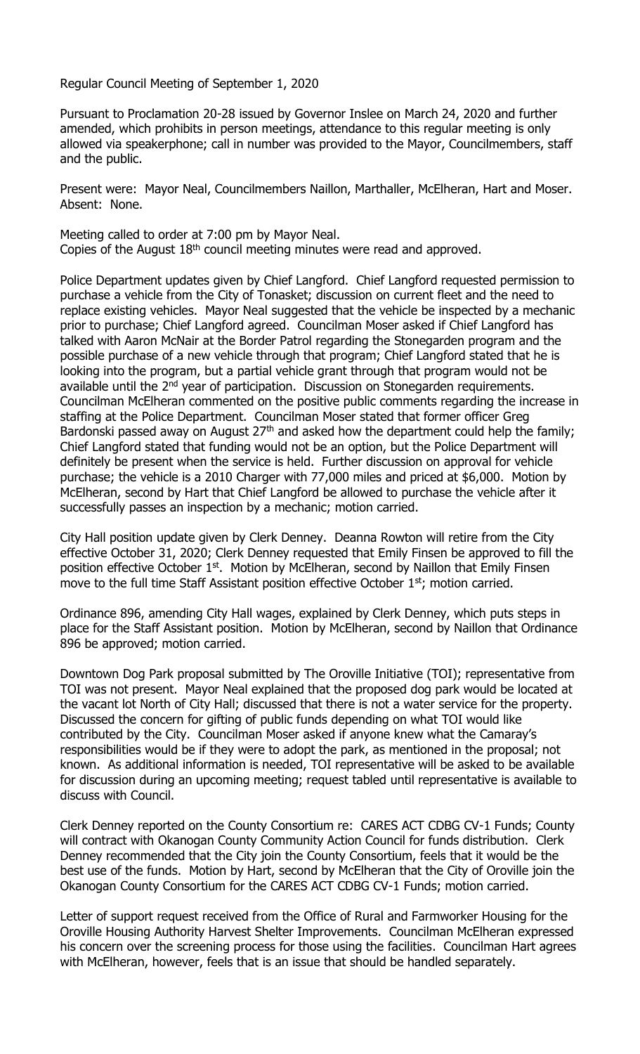Regular Council Meeting of September 1, 2020

Pursuant to Proclamation 20-28 issued by Governor Inslee on March 24, 2020 and further amended, which prohibits in person meetings, attendance to this regular meeting is only allowed via speakerphone; call in number was provided to the Mayor, Councilmembers, staff and the public.

Present were: Mayor Neal, Councilmembers Naillon, Marthaller, McElheran, Hart and Moser. Absent: None.

Meeting called to order at 7:00 pm by Mayor Neal.
Copies of the August 18th council meeting minutes were read and approved.

Police Department updates given by Chief Langford. Chief Langford requested permission to purchase a vehicle from the City of Tonasket; discussion on current fleet and the need to replace existing vehicles. Mayor Neal suggested that the vehicle be inspected by a mechanic prior to purchase; Chief Langford agreed. Councilman Moser asked if Chief Langford has talked with Aaron McNair at the Border Patrol regarding the Stonegarden program and the possible purchase of a new vehicle through that program; Chief Langford stated that he is looking into the program, but a partial vehicle grant through that program would not be available until the 2nd year of participation. Discussion on Stonegarden requirements. Councilman McElheran commented on the positive public comments regarding the increase in staffing at the Police Department. Councilman Moser stated that former officer Greg Bardonski passed away on August 27th and asked how the department could help the family; Chief Langford stated that funding would not be an option, but the Police Department will definitely be present when the service is held. Further discussion on approval for vehicle purchase; the vehicle is a 2010 Charger with 77,000 miles and priced at $6,000. Motion by McElheran, second by Hart that Chief Langford be allowed to purchase the vehicle after it successfully passes an inspection by a mechanic; motion carried.

City Hall position update given by Clerk Denney. Deanna Rowton will retire from the City effective October 31, 2020; Clerk Denney requested that Emily Finsen be approved to fill the position effective October 1st. Motion by McElheran, second by Naillon that Emily Finsen move to the full time Staff Assistant position effective October 1st; motion carried.

Ordinance 896, amending City Hall wages, explained by Clerk Denney, which puts steps in place for the Staff Assistant position. Motion by McElheran, second by Naillon that Ordinance 896 be approved; motion carried.

Downtown Dog Park proposal submitted by The Oroville Initiative (TOI); representative from TOI was not present. Mayor Neal explained that the proposed dog park would be located at the vacant lot North of City Hall; discussed that there is not a water service for the property. Discussed the concern for gifting of public funds depending on what TOI would like contributed by the City. Councilman Moser asked if anyone knew what the Camaray's responsibilities would be if they were to adopt the park, as mentioned in the proposal; not known. As additional information is needed, TOI representative will be asked to be available for discussion during an upcoming meeting; request tabled until representative is available to discuss with Council.

Clerk Denney reported on the County Consortium re: CARES ACT CDBG CV-1 Funds; County will contract with Okanogan County Community Action Council for funds distribution. Clerk Denney recommended that the City join the County Consortium, feels that it would be the best use of the funds. Motion by Hart, second by McElheran that the City of Oroville join the Okanogan County Consortium for the CARES ACT CDBG CV-1 Funds; motion carried.

Letter of support request received from the Office of Rural and Farmworker Housing for the Oroville Housing Authority Harvest Shelter Improvements. Councilman McElheran expressed his concern over the screening process for those using the facilities. Councilman Hart agrees with McElheran, however, feels that is an issue that should be handled separately.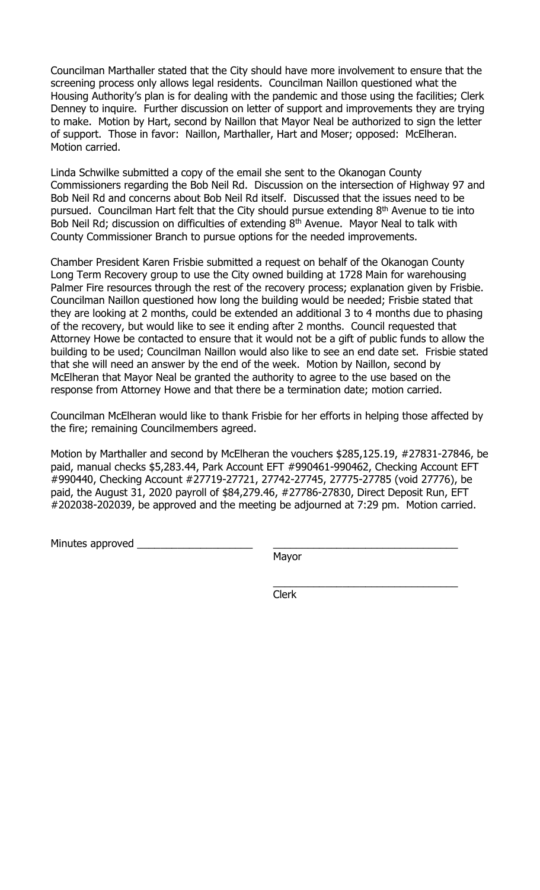Councilman Marthaller stated that the City should have more involvement to ensure that the screening process only allows legal residents. Councilman Naillon questioned what the Housing Authority's plan is for dealing with the pandemic and those using the facilities; Clerk Denney to inquire. Further discussion on letter of support and improvements they are trying to make. Motion by Hart, second by Naillon that Mayor Neal be authorized to sign the letter of support. Those in favor: Naillon, Marthaller, Hart and Moser; opposed: McElheran. Motion carried.

Linda Schwilke submitted a copy of the email she sent to the Okanogan County Commissioners regarding the Bob Neil Rd. Discussion on the intersection of Highway 97 and Bob Neil Rd and concerns about Bob Neil Rd itself. Discussed that the issues need to be pursued. Councilman Hart felt that the City should pursue extending 8th Avenue to tie into Bob Neil Rd; discussion on difficulties of extending 8th Avenue. Mayor Neal to talk with County Commissioner Branch to pursue options for the needed improvements.

Chamber President Karen Frisbie submitted a request on behalf of the Okanogan County Long Term Recovery group to use the City owned building at 1728 Main for warehousing Palmer Fire resources through the rest of the recovery process; explanation given by Frisbie. Councilman Naillon questioned how long the building would be needed; Frisbie stated that they are looking at 2 months, could be extended an additional 3 to 4 months due to phasing of the recovery, but would like to see it ending after 2 months. Council requested that Attorney Howe be contacted to ensure that it would not be a gift of public funds to allow the building to be used; Councilman Naillon would also like to see an end date set. Frisbie stated that she will need an answer by the end of the week. Motion by Naillon, second by McElheran that Mayor Neal be granted the authority to agree to the use based on the response from Attorney Howe and that there be a termination date; motion carried.

Councilman McElheran would like to thank Frisbie for her efforts in helping those affected by the fire; remaining Councilmembers agreed.

Motion by Marthaller and second by McElheran the vouchers $285,125.19, #27831-27846, be paid, manual checks $5,283.44, Park Account EFT #990461-990462, Checking Account EFT #990440, Checking Account #27719-27721, 27742-27745, 27775-27785 (void 27776), be paid, the August 31, 2020 payroll of $84,279.46, #27786-27830, Direct Deposit Run, EFT #202038-202039, be approved and the meeting be adjourned at 7:29 pm. Motion carried.

Minutes approved ____________________ ________________________________

Mayor

________________________________

Clerk